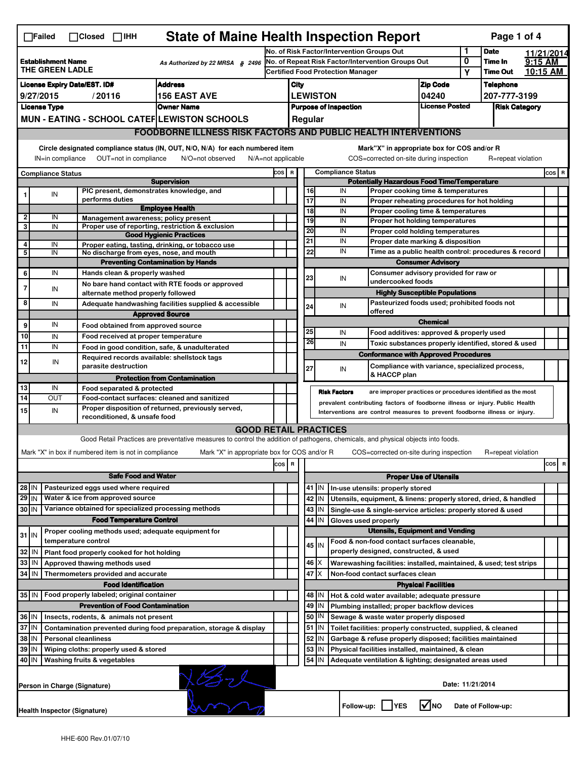☐Failed ☐Closed ☐IHH

# State of Maine Health Inspection Report

| | | | |
|---|---|---|---|
| **Establishment Name** THE GREEN LADLE | As Authorized by 22 MRSA § 2496 | No. of Risk Factor/Intervention Groups Out: 1 | **Date** 11/21/2014 |
| | | No. of Repeat Risk Factor/Intervention Groups Out: 0 | **Time In** 9:15 AM |
| | | Certified Food Protection Manager: Y | **Time Out** 10:15 AM |

| License Expiry Date/EST. ID# | Address | City | Zip Code | Telephone |
|---|---|---|---|---|
| 9/27/2015 / 20116 | 156 EAST AVE | LEWISTON | 04240 | 207-777-3199 |

| License Type | Owner Name | Purpose of Inspection | License Posted | Risk Category |
|---|---|---|---|---|
| MUN - EATING - SCHOOL CATER | LEWISTON SCHOOLS | Regular | | |

## FOODBORNE ILLNESS RISK FACTORS AND PUBLIC HEALTH INTERVENTIONS

Circle designated compliance status (IN, OUT, N/O, N/A) for each numbered item — IN=in compliance OUT=not in compliance N/O=not observed N/A=not applicable

Mark"X" in appropriate box for COS and/or R — COS=corrected on-site during inspection R=repeat violation

| # | Compliance Status | Item | COS | R |
|---|---|---|---|---|
| | | **Supervision** | | |
| 1 | IN | PIC present, demonstrates knowledge, and performs duties | | |
| | | **Employee Health** | | |
| 2 | IN | Management awareness; policy present | | |
| 3 | IN | Proper use of reporting, restriction & exclusion | | |
| | | **Good Hygienic Practices** | | |
| 4 | IN | Proper eating, tasting, drinking, or tobacco use | | |
| 5 | IN | No discharge from eyes, nose, and mouth | | |
| | | **Preventing Contamination by Hands** | | |
| 6 | IN | Hands clean & properly washed | | |
| 7 | IN | No bare hand contact with RTE foods or approved alternate method properly followed | | |
| 8 | IN | Adequate handwashing facilities supplied & accessible | | |
| | | **Approved Source** | | |
| 9 | IN | Food obtained from approved source | | |
| 10 | IN | Food received at proper temperature | | |
| 11 | IN | Food in good condition, safe, & unadulterated | | |
| 12 | IN | Required records available: shellstock tags parasite destruction | | |
| | | **Protection from Contamination** | | |
| 13 | IN | Food separated & protected | | |
| 14 | OUT | Food-contact surfaces: cleaned and sanitized | | |
| 15 | IN | Proper disposition of returned, previously served, reconditioned, & unsafe food | | |
| | | **Potentially Hazardous Food Time/Temperature** | | |
| 16 | IN | Proper cooking time & temperatures | | |
| 17 | IN | Proper reheating procedures for hot holding | | |
| 18 | IN | Proper cooling time & temperatures | | |
| 19 | IN | Proper hot holding temperatures | | |
| 20 | IN | Proper cold holding temperatures | | |
| 21 | IN | Proper date marking & disposition | | |
| 22 | IN | Time as a public health control: procedures & record | | |
| | | **Consumer Advisory** | | |
| 23 | IN | Consumer advisory provided for raw or undercooked foods | | |
| | | **Highly Susceptible Populations** | | |
| 24 | IN | Pasteurized foods used; prohibited foods not offered | | |
| | | **Chemical** | | |
| 25 | IN | Food additives: approved & properly used | | |
| 26 | IN | Toxic substances properly identified, stored & used | | |
| | | **Conformance with Approved Procedures** | | |
| 27 | IN | Compliance with variance, specialized process, & HACCP plan | | |

**Risk Factors** are improper practices or procedures identified as the most prevalent contributing factors of foodborne illness or injury. Public Health Interventions are control measures to prevent foodborne illness or injury.

## GOOD RETAIL PRACTICES

Good Retail Practices are preventative measures to control the addition of pathogens, chemicals, and physical objects into foods.

Mark "X" in box if numbered item is not in compliance — Mark "X" in appropriate box for COS and/or R — COS=corrected on-site during inspection R=repeat violation

| # | Status | Item | COS | R |
|---|---|---|---|---|
| | | **Safe Food and Water** | | |
| 28 | IN | Pasteurized eggs used where required | | |
| 29 | IN | Water & ice from approved source | | |
| 30 | IN | Variance obtained for specialized processing methods | | |
| | | **Food Temperature Control** | | |
| 31 | IN | Proper cooling methods used; adequate equipment for temperature control | | |
| 32 | IN | Plant food properly cooked for hot holding | | |
| 33 | IN | Approved thawing methods used | | |
| 34 | IN | Thermometers provided and accurate | | |
| | | **Food Identification** | | |
| 35 | IN | Food properly labeled; original container | | |
| | | **Prevention of Food Contamination** | | |
| 36 | IN | Insects, rodents, & animals not present | | |
| 37 | IN | Contamination prevented during food preparation, storage & display | | |
| 38 | IN | Personal cleanliness | | |
| 39 | IN | Wiping cloths: properly used & stored | | |
| 40 | IN | Washing fruits & vegetables | | |
| | | **Proper Use of Utensils** | | |
| 41 | IN | In-use utensils: properly stored | | |
| 42 | IN | Utensils, equipment, & linens: properly stored, dried, & handled | | |
| 43 | IN | Single-use & single-service articles: properly stored & used | | |
| 44 | IN | Gloves used properly | | |
| | | **Utensils, Equipment and Vending** | | |
| 45 | IN | Food & non-food contact surfaces cleanable, properly designed, constructed, & used | | |
| 46 | X | Warewashing facilities: installed, maintained, & used; test strips | | |
| 47 | X | Non-food contact surfaces clean | | |
| | | **Physical Facilities** | | |
| 48 | IN | Hot & cold water available; adequate pressure | | |
| 49 | IN | Plumbing installed; proper backflow devices | | |
| 50 | IN | Sewage & waste water properly disposed | | |
| 51 | IN | Toilet facilities: properly constructed, supplied, & cleaned | | |
| 52 | IN | Garbage & refuse properly disposed; facilities maintained | | |
| 53 | IN | Physical facilities installed, maintained, & clean | | |
| 54 | IN | Adequate ventilation & lighting; designated areas used | | |

Person in Charge (Signature): [signature] — Date: 11/21/2014

Health Inspector (Signature): [signature] — Follow-up: ☐ YES ☑ NO — Date of Follow-up:

HHE-600 Rev.01/07/10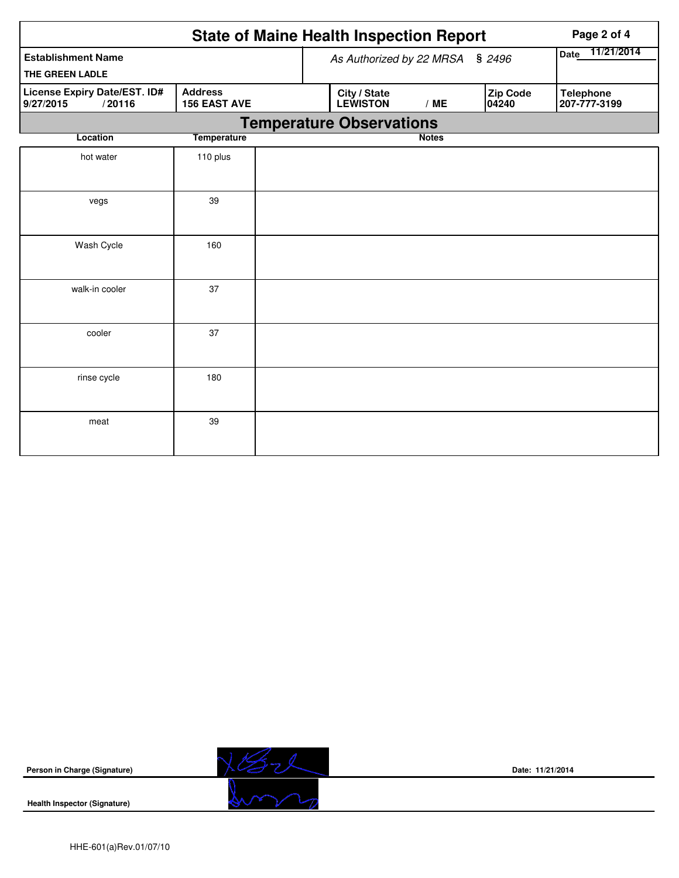# State of Maine Health Inspection Report

| Establishment Name | As Authorized by 22 MRSA § 2496 | | Date 11/21/2014 |
|---|---|---|---|
| THE GREEN LADLE | | | |

| License Expiry Date/EST. ID# | Address | City / State | Zip Code | Telephone |
|---|---|---|---|---|
| 9/27/2015 / 20116 | 156 EAST AVE | LEWISTON / ME | 04240 | 207-777-3199 |

## Temperature Observations

| Location | Temperature | Notes |
|---|---|---|
| hot water | 110 plus | |
| vegs | 39 | |
| Wash Cycle | 160 | |
| walk-in cooler | 37 | |
| cooler | 37 | |
| rinse cycle | 180 | |
| meat | 39 | |

Person in Charge (Signature) Date: 11/21/2014

Health Inspector (Signature)

HHE-601(a)Rev.01/07/10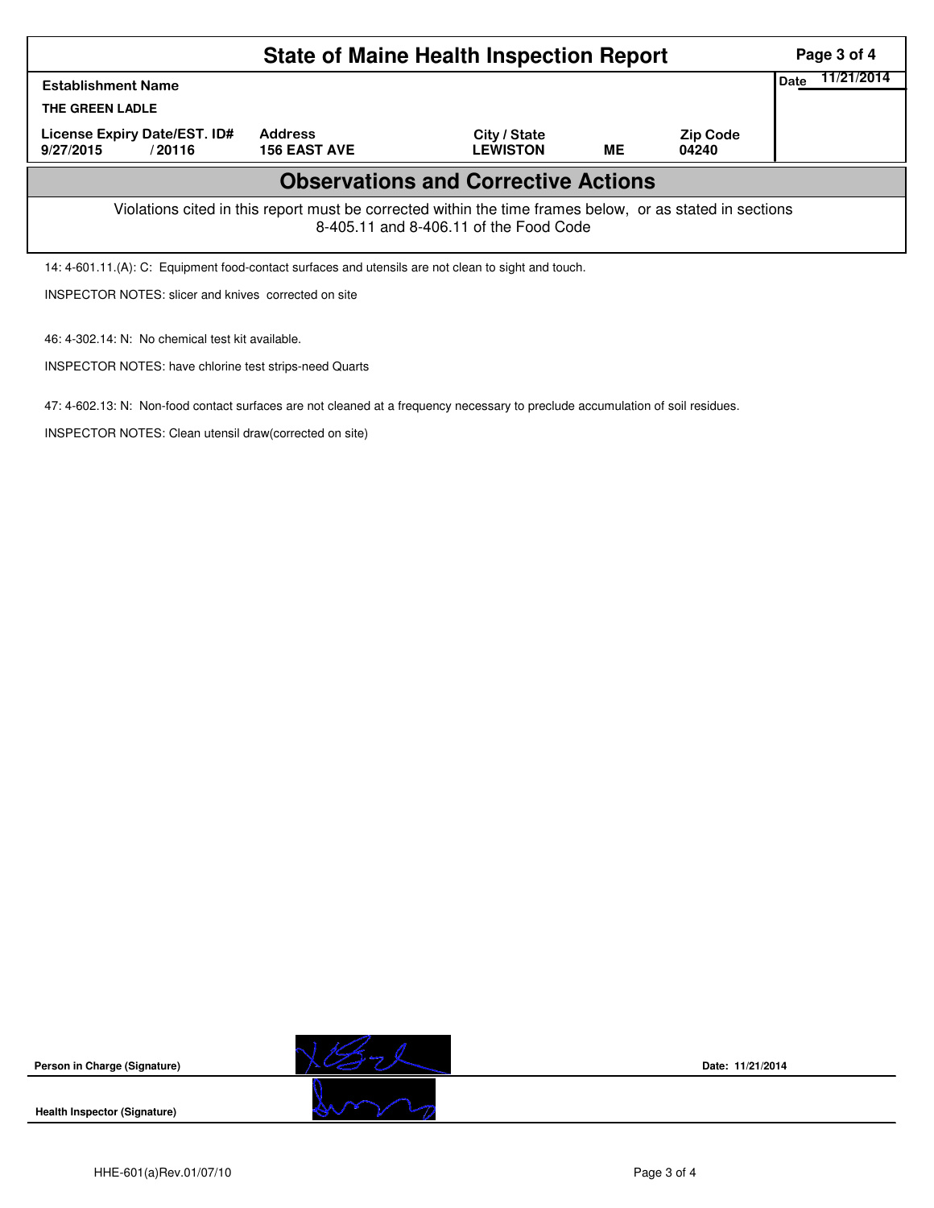# State of Maine Health Inspection Report

| Establishment Name | | | | | Date 11/21/2014 |
|---|---|---|---|---|---|
| THE GREEN LADLE | | | | | |
| License Expiry Date/EST. ID# | | Address | City / State | | Zip Code |
| 9/27/2015 | / 20116 | 156 EAST AVE | LEWISTON | ME | 04240 |

## Observations and Corrective Actions

Violations cited in this report must be corrected within the time frames below, or as stated in sections 8-405.11 and 8-406.11 of the Food Code

14: 4-601.11.(A): C: Equipment food-contact surfaces and utensils are not clean to sight and touch.

INSPECTOR NOTES: slicer and knives corrected on site

46: 4-302.14: N: No chemical test kit available.

INSPECTOR NOTES: have chlorine test strips-need Quarts

47: 4-602.13: N: Non-food contact surfaces are not cleaned at a frequency necessary to preclude accumulation of soil residues.

INSPECTOR NOTES: Clean utensil draw(corrected on site)

Person in Charge (Signature)

Date: 11/21/2014

Health Inspector (Signature)

HHE-601(a)Rev.01/07/10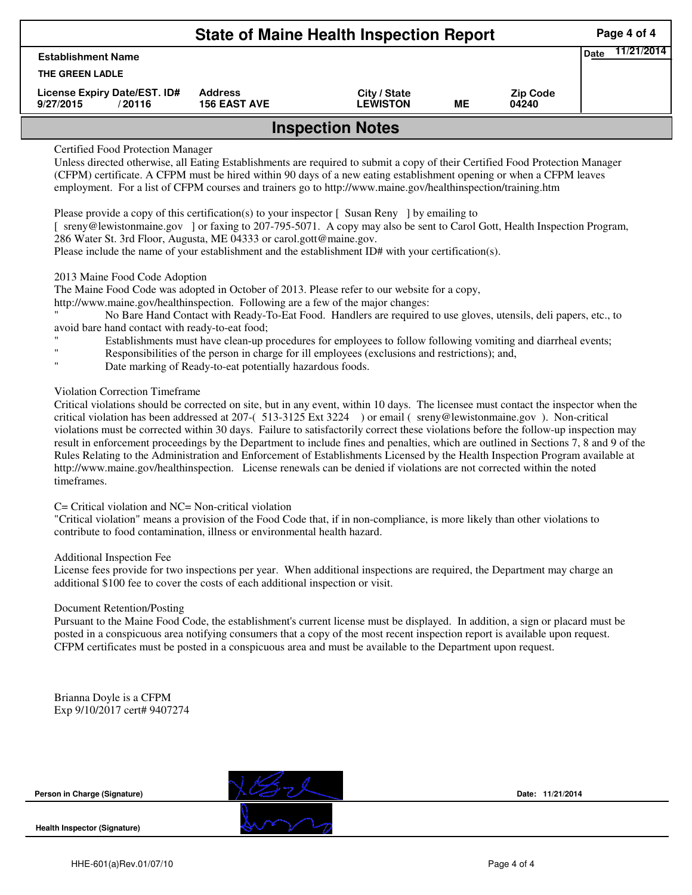# State of Maine Health Inspection Report

| Establishment Name | | | | | Date 11/21/2014 |
|---|---|---|---|---|---|
| THE GREEN LADLE | | | | | |
| License Expiry Date/EST. ID# 9/27/2015 / 20116 | Address 156 EAST AVE | City / State LEWISTON | ME | Zip Code 04240 | |

## Inspection Notes

Certified Food Protection Manager

Unless directed otherwise, all Eating Establishments are required to submit a copy of their Certified Food Protection Manager (CFPM) certificate. A CFPM must be hired within 90 days of a new eating establishment opening or when a CFPM leaves employment. For a list of CFPM courses and trainers go to http://www.maine.gov/healthinspection/training.htm

Please provide a copy of this certification(s) to your inspector [ Susan Reny ] by emailing to [ sreny@lewistonmaine.gov ] or faxing to 207-795-5071. A copy may also be sent to Carol Gott, Health Inspection Program, 286 Water St. 3rd Floor, Augusta, ME 04333 or carol.gott@maine.gov.

Please include the name of your establishment and the establishment ID# with your certification(s).

2013 Maine Food Code Adoption

The Maine Food Code was adopted in October of 2013. Please refer to our website for a copy, http://www.maine.gov/healthinspection. Following are a few of the major changes:

" No Bare Hand Contact with Ready-To-Eat Food. Handlers are required to use gloves, utensils, deli papers, etc., to avoid bare hand contact with ready-to-eat food;

" Establishments must have clean-up procedures for employees to follow following vomiting and diarrheal events;

" Responsibilities of the person in charge for ill employees (exclusions and restrictions); and,

" Date marking of Ready-to-eat potentially hazardous foods.

Violation Correction Timeframe

Critical violations should be corrected on site, but in any event, within 10 days. The licensee must contact the inspector when the critical violation has been addressed at 207-( 513-3125 Ext 3224 ) or email ( sreny@lewistonmaine.gov ). Non-critical violations must be corrected within 30 days. Failure to satisfactorily correct these violations before the follow-up inspection may result in enforcement proceedings by the Department to include fines and penalties, which are outlined in Sections 7, 8 and 9 of the Rules Relating to the Administration and Enforcement of Establishments Licensed by the Health Inspection Program available at http://www.maine.gov/healthinspection. License renewals can be denied if violations are not corrected within the noted timeframes.

C= Critical violation and NC= Non-critical violation

"Critical violation" means a provision of the Food Code that, if in non-compliance, is more likely than other violations to contribute to food contamination, illness or environmental health hazard.

Additional Inspection Fee

License fees provide for two inspections per year. When additional inspections are required, the Department may charge an additional $100 fee to cover the costs of each additional inspection or visit.

Document Retention/Posting

Pursuant to the Maine Food Code, the establishment's current license must be displayed. In addition, a sign or placard must be posted in a conspicuous area notifying consumers that a copy of the most recent inspection report is available upon request. CFPM certificates must be posted in a conspicuous area and must be available to the Department upon request.

Brianna Doyle is a CFPM
Exp 9/10/2017 cert# 9407274

Person in Charge (Signature) ____________ Date: 11/21/2014

Health Inspector (Signature) ____________

HHE-601(a)Rev.01/07/10